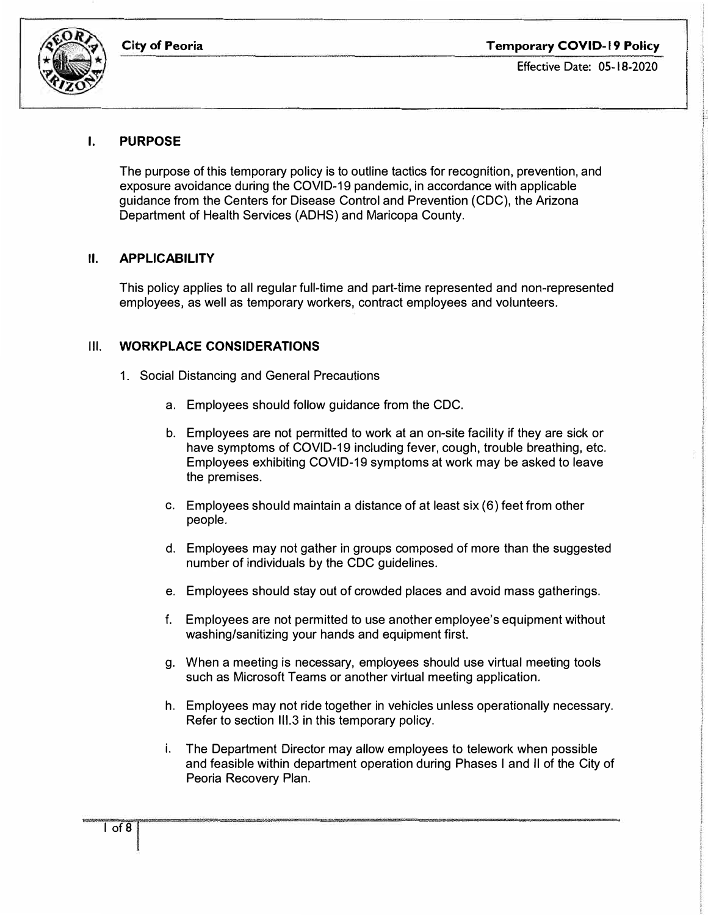City of Peoria

**Temporary COVID-19 Policy**

Effective Date: 05-18-2020

## I. PURPOSE

The purpose of this temporary policy is to outline tactics for recognition, prevention, and exposure avoidance during the COVID-19 pandemic, in accordance with applicable guidance from the Centers for Disease Control and Prevention (CDC), the Arizona Department of Health Services (ADHS) and Maricopa County.

## II. APPLICABILITY

This policy applies to all regular full-time and part-time represented and non-represented employees, as well as temporary workers, contract employees and volunteers.

## III. WORKPLACE CONSIDERATIONS

1. Social Distancing and General Precautions

   a. Employees should follow guidance from the CDC.

   b. Employees are not permitted to work at an on-site facility if they are sick or have symptoms of COVID-19 including fever, cough, trouble breathing, etc. Employees exhibiting COVID-19 symptoms at work may be asked to leave the premises.

   c. Employees should maintain a distance of at least six (6) feet from other people.

   d. Employees may not gather in groups composed of more than the suggested number of individuals by the CDC guidelines.

   e. Employees should stay out of crowded places and avoid mass gatherings.

   f. Employees are not permitted to use another employee's equipment without washing/sanitizing your hands and equipment first.

   g. When a meeting is necessary, employees should use virtual meeting tools such as Microsoft Teams or another virtual meeting application.

   h. Employees may not ride together in vehicles unless operationally necessary. Refer to section III.3 in this temporary policy.

   i. The Department Director may allow employees to telework when possible and feasible within department operation during Phases I and II of the City of Peoria Recovery Plan.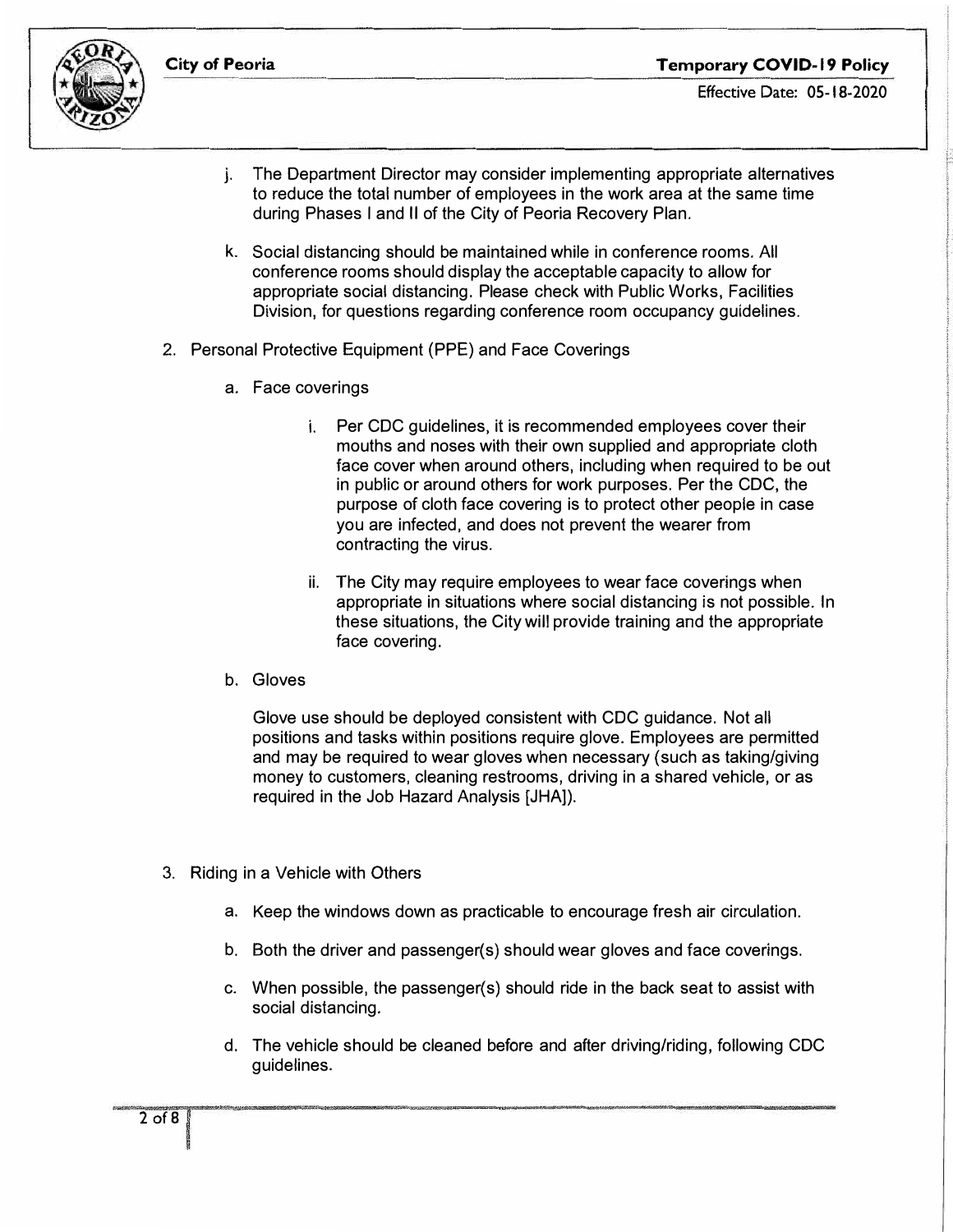j. The Department Director may consider implementing appropriate alternatives to reduce the total number of employees in the work area at the same time during Phases I and II of the City of Peoria Recovery Plan.

k. Social distancing should be maintained while in conference rooms. All conference rooms should display the acceptable capacity to allow for appropriate social distancing. Please check with Public Works, Facilities Division, for questions regarding conference room occupancy guidelines.

2. Personal Protective Equipment (PPE) and Face Coverings

   a. Face coverings

      i. Per CDC guidelines, it is recommended employees cover their mouths and noses with their own supplied and appropriate cloth face cover when around others, including when required to be out in public or around others for work purposes. Per the CDC, the purpose of cloth face covering is to protect other people in case you are infected, and does not prevent the wearer from contracting the virus.

      ii. The City may require employees to wear face coverings when appropriate in situations where social distancing is not possible. In these situations, the City will provide training and the appropriate face covering.

   b. Gloves

      Glove use should be deployed consistent with CDC guidance. Not all positions and tasks within positions require glove. Employees are permitted and may be required to wear gloves when necessary (such as taking/giving money to customers, cleaning restrooms, driving in a shared vehicle, or as required in the Job Hazard Analysis [JHA]).

3. Riding in a Vehicle with Others

   a. Keep the windows down as practicable to encourage fresh air circulation.

   b. Both the driver and passenger(s) should wear gloves and face coverings.

   c. When possible, the passenger(s) should ride in the back seat to assist with social distancing.

   d. The vehicle should be cleaned before and after driving/riding, following CDC guidelines.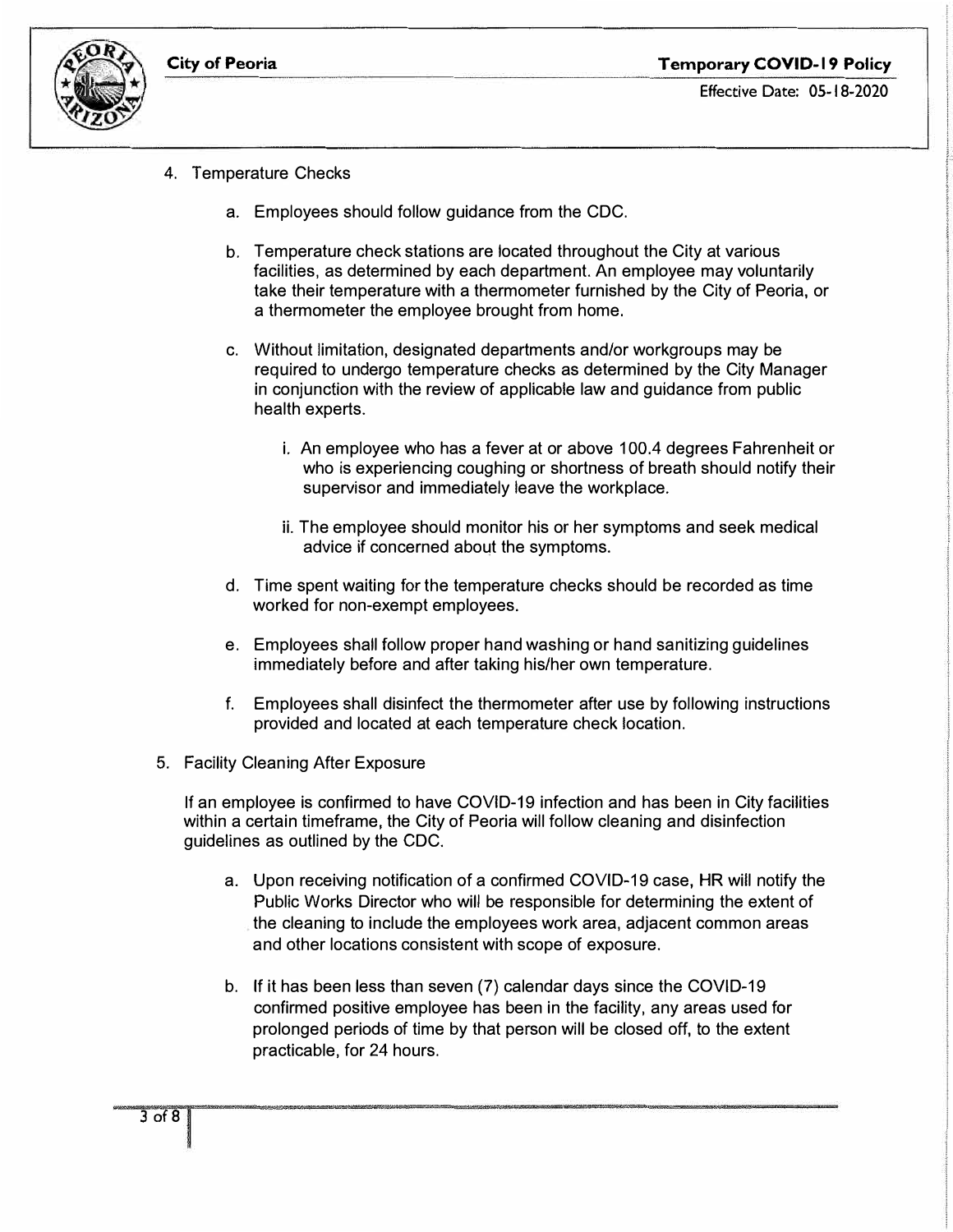4. Temperature Checks

    a. Employees should follow guidance from the CDC.

    b. Temperature check stations are located throughout the City at various facilities, as determined by each department. An employee may voluntarily take their temperature with a thermometer furnished by the City of Peoria, or a thermometer the employee brought from home.

    c. Without limitation, designated departments and/or workgroups may be required to undergo temperature checks as determined by the City Manager in conjunction with the review of applicable law and guidance from public health experts.

        i. An employee who has a fever at or above 100.4 degrees Fahrenheit or who is experiencing coughing or shortness of breath should notify their supervisor and immediately leave the workplace.

        ii. The employee should monitor his or her symptoms and seek medical advice if concerned about the symptoms.

    d. Time spent waiting for the temperature checks should be recorded as time worked for non-exempt employees.

    e. Employees shall follow proper hand washing or hand sanitizing guidelines immediately before and after taking his/her own temperature.

    f. Employees shall disinfect the thermometer after use by following instructions provided and located at each temperature check location.

5. Facility Cleaning After Exposure

    If an employee is confirmed to have COVID-19 infection and has been in City facilities within a certain timeframe, the City of Peoria will follow cleaning and disinfection guidelines as outlined by the CDC.

    a. Upon receiving notification of a confirmed COVID-19 case, HR will notify the Public Works Director who will be responsible for determining the extent of the cleaning to include the employees work area, adjacent common areas and other locations consistent with scope of exposure.

    b. If it has been less than seven (7) calendar days since the COVID-19 confirmed positive employee has been in the facility, any areas used for prolonged periods of time by that person will be closed off, to the extent practicable, for 24 hours.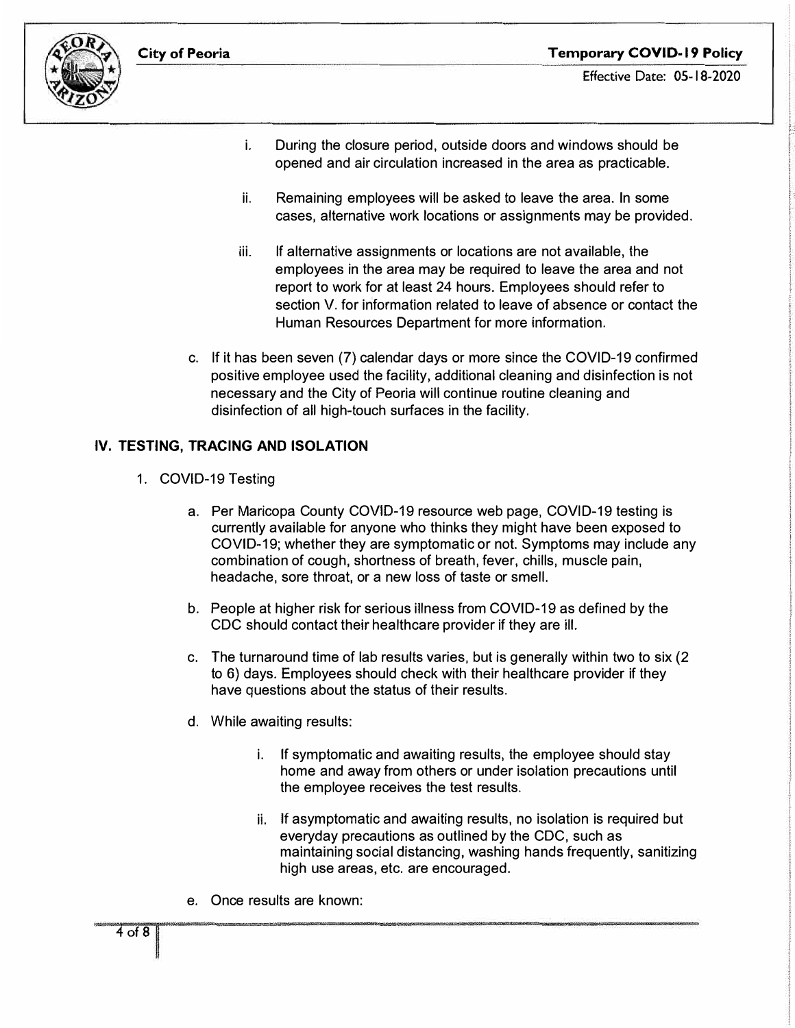i. During the closure period, outside doors and windows should be opened and air circulation increased in the area as practicable.

ii. Remaining employees will be asked to leave the area. In some cases, alternative work locations or assignments may be provided.

iii. If alternative assignments or locations are not available, the employees in the area may be required to leave the area and not report to work for at least 24 hours. Employees should refer to section V. for information related to leave of absence or contact the Human Resources Department for more information.

c. If it has been seven (7) calendar days or more since the COVID-19 confirmed positive employee used the facility, additional cleaning and disinfection is not necessary and the City of Peoria will continue routine cleaning and disinfection of all high-touch surfaces in the facility.

## IV. TESTING, TRACING AND ISOLATION

1. COVID-19 Testing

   a. Per Maricopa County COVID-19 resource web page, COVID-19 testing is currently available for anyone who thinks they might have been exposed to COVID-19; whether they are symptomatic or not. Symptoms may include any combination of cough, shortness of breath, fever, chills, muscle pain, headache, sore throat, or a new loss of taste or smell.

   b. People at higher risk for serious illness from COVID-19 as defined by the CDC should contact their healthcare provider if they are ill.

   c. The turnaround time of lab results varies, but is generally within two to six (2 to 6) days. Employees should check with their healthcare provider if they have questions about the status of their results.

   d. While awaiting results:

      i. If symptomatic and awaiting results, the employee should stay home and away from others or under isolation precautions until the employee receives the test results.

      ii. If asymptomatic and awaiting results, no isolation is required but everyday precautions as outlined by the CDC, such as maintaining social distancing, washing hands frequently, sanitizing high use areas, etc. are encouraged.

   e. Once results are known: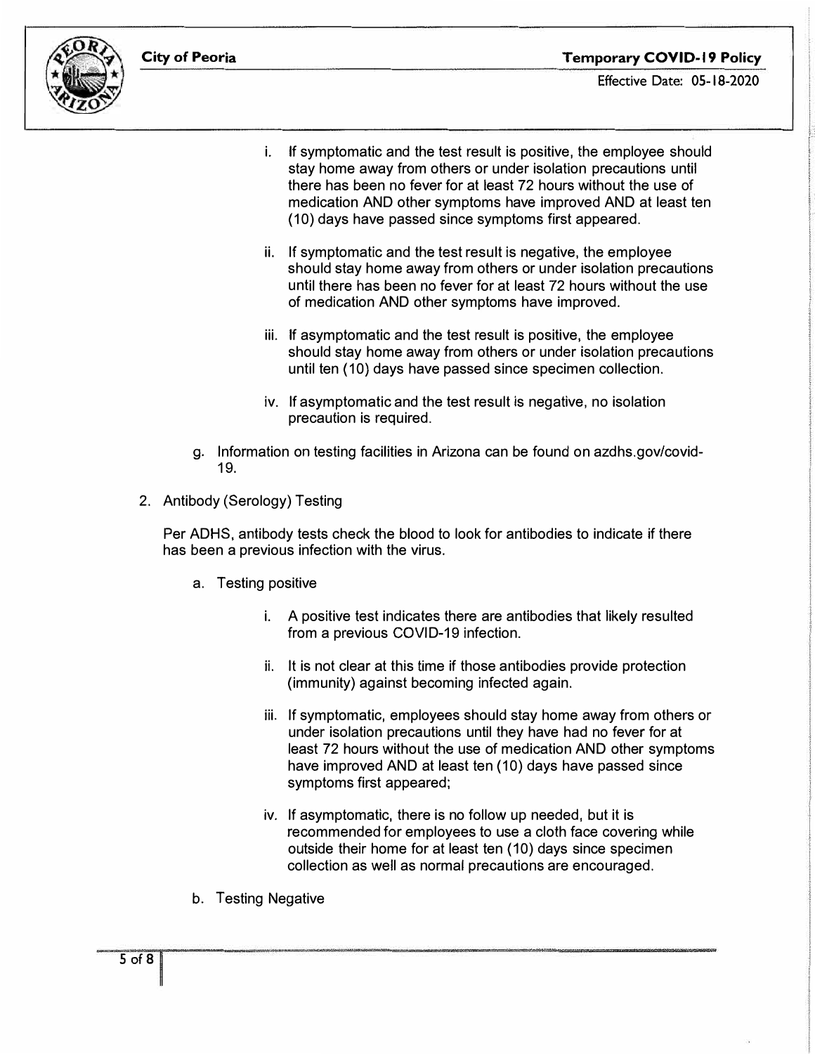i. If symptomatic and the test result is positive, the employee should stay home away from others or under isolation precautions until there has been no fever for at least 72 hours without the use of medication AND other symptoms have improved AND at least ten (10) days have passed since symptoms first appeared.

ii. If symptomatic and the test result is negative, the employee should stay home away from others or under isolation precautions until there has been no fever for at least 72 hours without the use of medication AND other symptoms have improved.

iii. If asymptomatic and the test result is positive, the employee should stay home away from others or under isolation precautions until ten (10) days have passed since specimen collection.

iv. If asymptomatic and the test result is negative, no isolation precaution is required.

g. Information on testing facilities in Arizona can be found on azdhs.gov/covid-19.

2. Antibody (Serology) Testing

Per ADHS, antibody tests check the blood to look for antibodies to indicate if there has been a previous infection with the virus.

a. Testing positive

i. A positive test indicates there are antibodies that likely resulted from a previous COVID-19 infection.

ii. It is not clear at this time if those antibodies provide protection (immunity) against becoming infected again.

iii. If symptomatic, employees should stay home away from others or under isolation precautions until they have had no fever for at least 72 hours without the use of medication AND other symptoms have improved AND at least ten (10) days have passed since symptoms first appeared;

iv. If asymptomatic, there is no follow up needed, but it is recommended for employees to use a cloth face covering while outside their home for at least ten (10) days since specimen collection as well as normal precautions are encouraged.

b. Testing Negative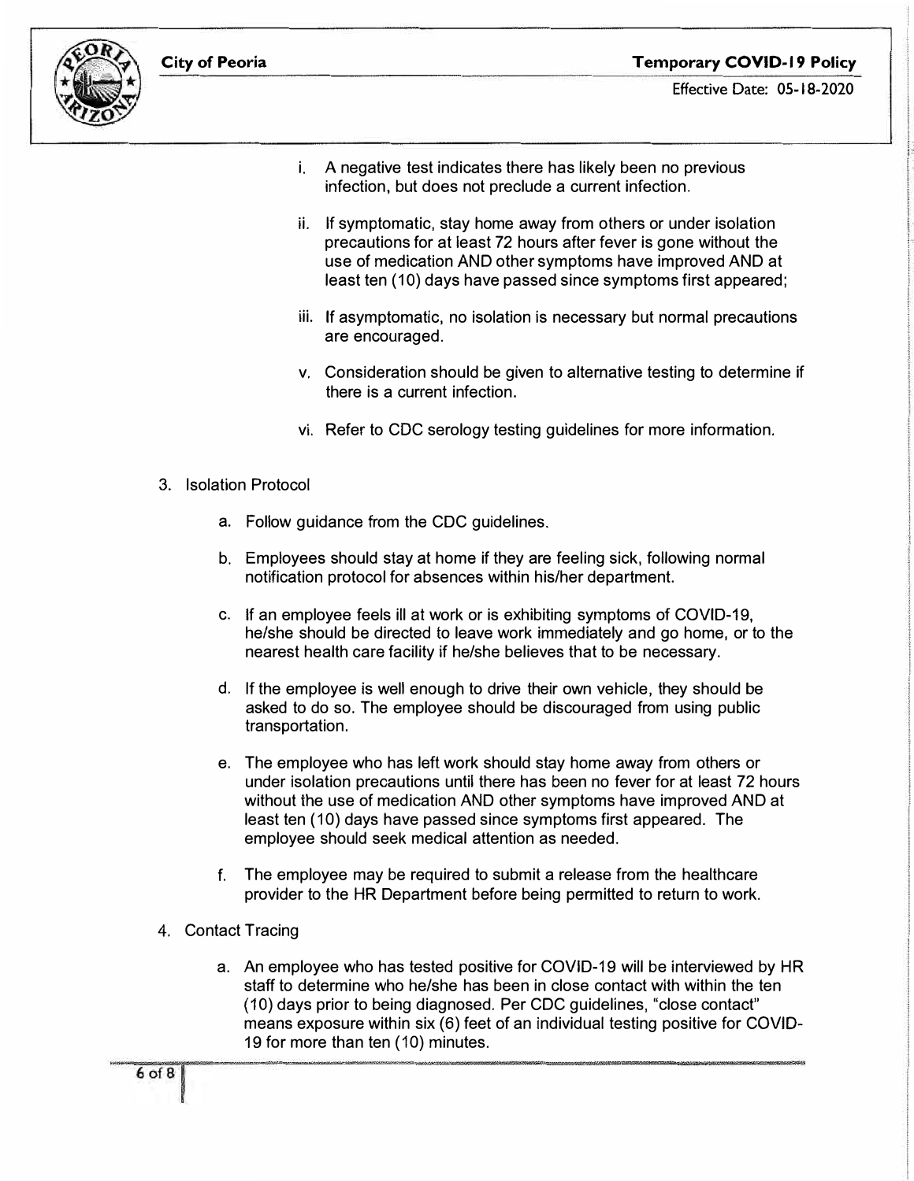i. A negative test indicates there has likely been no previous infection, but does not preclude a current infection.

ii. If symptomatic, stay home away from others or under isolation precautions for at least 72 hours after fever is gone without the use of medication AND other symptoms have improved AND at least ten (10) days have passed since symptoms first appeared;

iii. If asymptomatic, no isolation is necessary but normal precautions are encouraged.

v. Consideration should be given to alternative testing to determine if there is a current infection.

vi. Refer to CDC serology testing guidelines for more information.

3. Isolation Protocol

    a. Follow guidance from the CDC guidelines.

    b. Employees should stay at home if they are feeling sick, following normal notification protocol for absences within his/her department.

    c. If an employee feels ill at work or is exhibiting symptoms of COVID-19, he/she should be directed to leave work immediately and go home, or to the nearest health care facility if he/she believes that to be necessary.

    d. If the employee is well enough to drive their own vehicle, they should be asked to do so. The employee should be discouraged from using public transportation.

    e. The employee who has left work should stay home away from others or under isolation precautions until there has been no fever for at least 72 hours without the use of medication AND other symptoms have improved AND at least ten (10) days have passed since symptoms first appeared. The employee should seek medical attention as needed.

    f. The employee may be required to submit a release from the healthcare provider to the HR Department before being permitted to return to work.

4. Contact Tracing

    a. An employee who has tested positive for COVID-19 will be interviewed by HR staff to determine who he/she has been in close contact with within the ten (10) days prior to being diagnosed. Per CDC guidelines, "close contact" means exposure within six (6) feet of an individual testing positive for COVID-19 for more than ten (10) minutes.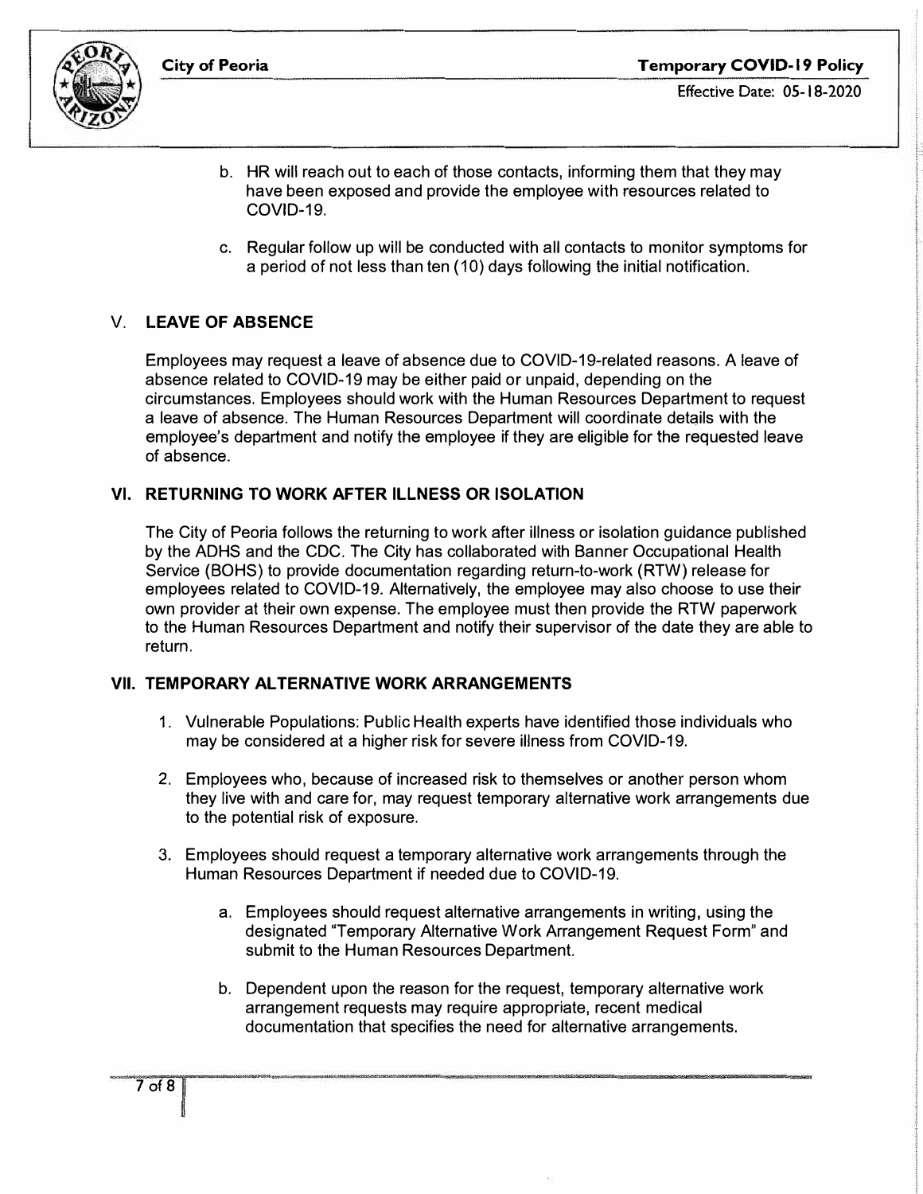b. HR will reach out to each of those contacts, informing them that they may have been exposed and provide the employee with resources related to COVID-19.

c. Regular follow up will be conducted with all contacts to monitor symptoms for a period of not less than ten (10) days following the initial notification.

## V. LEAVE OF ABSENCE

Employees may request a leave of absence due to COVID-19-related reasons. A leave of absence related to COVID-19 may be either paid or unpaid, depending on the circumstances. Employees should work with the Human Resources Department to request a leave of absence. The Human Resources Department will coordinate details with the employee's department and notify the employee if they are eligible for the requested leave of absence.

## VI. RETURNING TO WORK AFTER ILLNESS OR ISOLATION

The City of Peoria follows the returning to work after illness or isolation guidance published by the ADHS and the CDC. The City has collaborated with Banner Occupational Health Service (BOHS) to provide documentation regarding return-to-work (RTW) release for employees related to COVID-19. Alternatively, the employee may also choose to use their own provider at their own expense. The employee must then provide the RTW paperwork to the Human Resources Department and notify their supervisor of the date they are able to return.

## VII. TEMPORARY ALTERNATIVE WORK ARRANGEMENTS

1. Vulnerable Populations: Public Health experts have identified those individuals who may be considered at a higher risk for severe illness from COVID-19.

2. Employees who, because of increased risk to themselves or another person whom they live with and care for, may request temporary alternative work arrangements due to the potential risk of exposure.

3. Employees should request a temporary alternative work arrangements through the Human Resources Department if needed due to COVID-19.

   a. Employees should request alternative arrangements in writing, using the designated "Temporary Alternative Work Arrangement Request Form" and submit to the Human Resources Department.

   b. Dependent upon the reason for the request, temporary alternative work arrangement requests may require appropriate, recent medical documentation that specifies the need for alternative arrangements.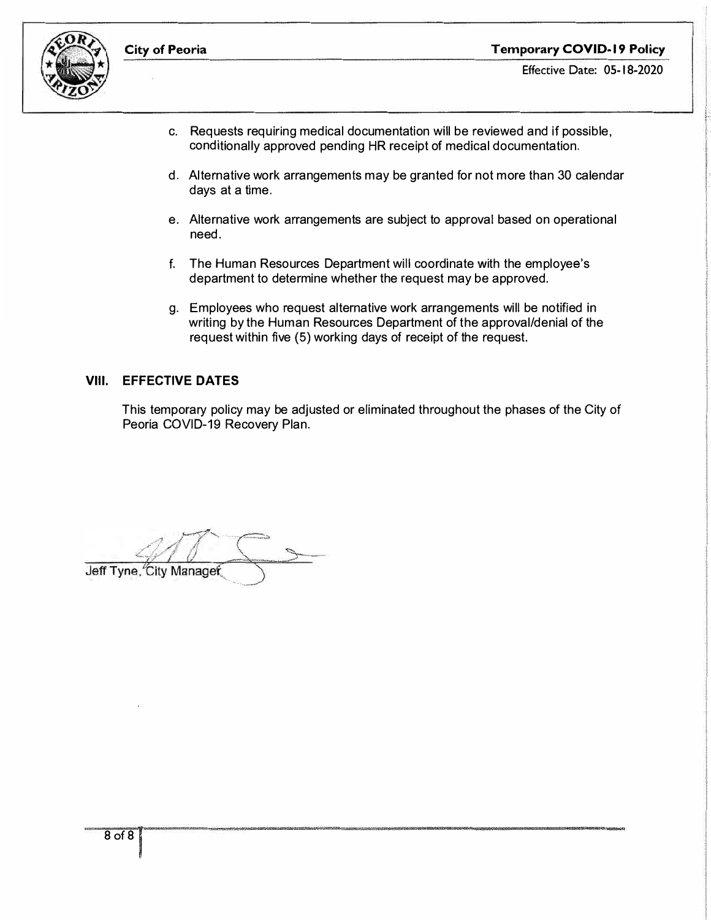c. Requests requiring medical documentation will be reviewed and if possible, conditionally approved pending HR receipt of medical documentation.

d. Alternative work arrangements may be granted for not more than 30 calendar days at a time.

e. Alternative work arrangements are subject to approval based on operational need.

f. The Human Resources Department will coordinate with the employee's department to determine whether the request may be approved.

g. Employees who request alternative work arrangements will be notified in writing by the Human Resources Department of the approval/denial of the request within five (5) working days of receipt of the request.

## VIII. EFFECTIVE DATES

This temporary policy may be adjusted or eliminated throughout the phases of the City of Peoria COVID-19 Recovery Plan.

Jeff Tyne, City Manager